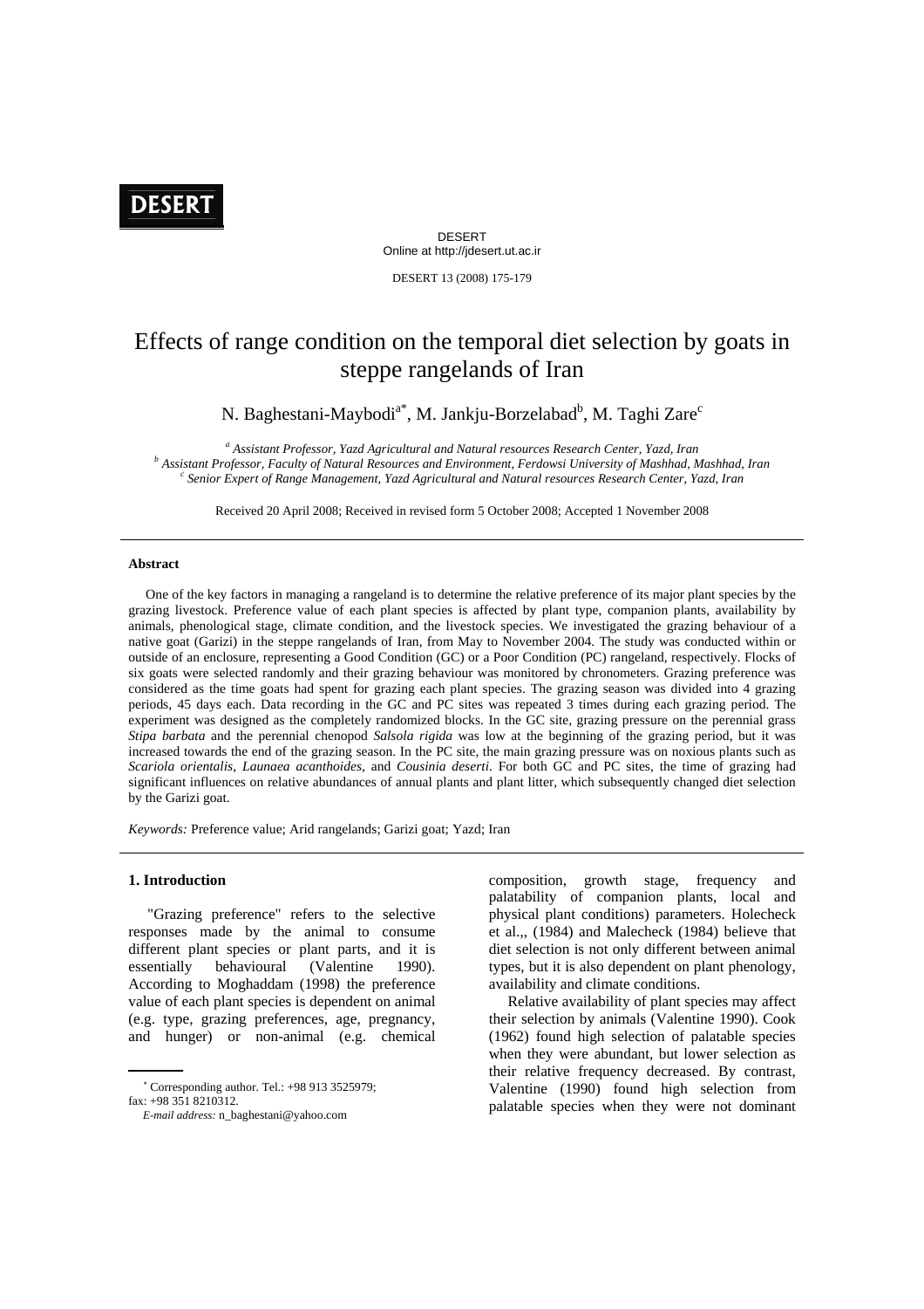# Effects of range condition on the temporal diet selection by goats in steppe rangelands of Iran

N. Baghestani-Maybodi[a*], M. Jankju-Borzelabad[b], M. Taghi Zare[c]

[a] *Assistant Professor, Yazd Agricultural and Natural resources Research Center, Yazd, Iran*
[b] *Assistant Professor, Faculty of Natural Resources and Environment, Ferdowsi University of Mashhad, Mashhad, Iran*
[c] *Senior Expert of Range Management, Yazd Agricultural and Natural resources Research Center, Yazd, Iran*

Received 20 April 2008; Received in revised form 5 October 2008; Accepted 1 November 2008

### Abstract

One of the key factors in managing a rangeland is to determine the relative preference of its major plant species by the grazing livestock. Preference value of each plant species is affected by plant type, companion plants, availability by animals, phenological stage, climate condition, and the livestock species. We investigated the grazing behaviour of a native goat (Garizi) in the steppe rangelands of Iran, from May to November 2004. The study was conducted within or outside of an enclosure, representing a Good Condition (GC) or a Poor Condition (PC) rangeland, respectively. Flocks of six goats were selected randomly and their grazing behaviour was monitored by chronometers. Grazing preference was considered as the time goats had spent for grazing each plant species. The grazing season was divided into 4 grazing periods, 45 days each. Data recording in the GC and PC sites was repeated 3 times during each grazing period. The experiment was designed as the completely randomized blocks. In the GC site, grazing pressure on the perennial grass *Stipa barbata* and the perennial chenopod *Salsola rigida* was low at the beginning of the grazing period, but it was increased towards the end of the grazing season. In the PC site, the main grazing pressure was on noxious plants such as *Scariola orientalis*, *Launaea acanthoides*, and *Cousinia deserti*. For both GC and PC sites, the time of grazing had significant influences on relative abundances of annual plants and plant litter, which subsequently changed diet selection by the Garizi goat.

*Keywords:* Preference value; Arid rangelands; Garizi goat; Yazd; Iran

## 1. Introduction

"Grazing preference" refers to the selective responses made by the animal to consume different plant species or plant parts, and it is essentially behavioural (Valentine 1990). According to Moghaddam (1998) the preference value of each plant species is dependent on animal (e.g. type, grazing preferences, age, pregnancy, and hunger) or non-animal (e.g. chemical composition, growth stage, frequency and palatability of companion plants, local and physical plant conditions) parameters. Holecheck et al.,, (1984) and Malecheck (1984) believe that diet selection is not only different between animal types, but it is also dependent on plant phenology, availability and climate conditions.

Relative availability of plant species may affect their selection by animals (Valentine 1990). Cook (1962) found high selection of palatable species when they were abundant, but lower selection as their relative frequency decreased. By contrast, Valentine (1990) found high selection from palatable species when they were not dominant

[*] Corresponding author. Tel.: +98 913 3525979; fax: +98 351 8210312.
*E-mail address:* n_baghestani@yahoo.com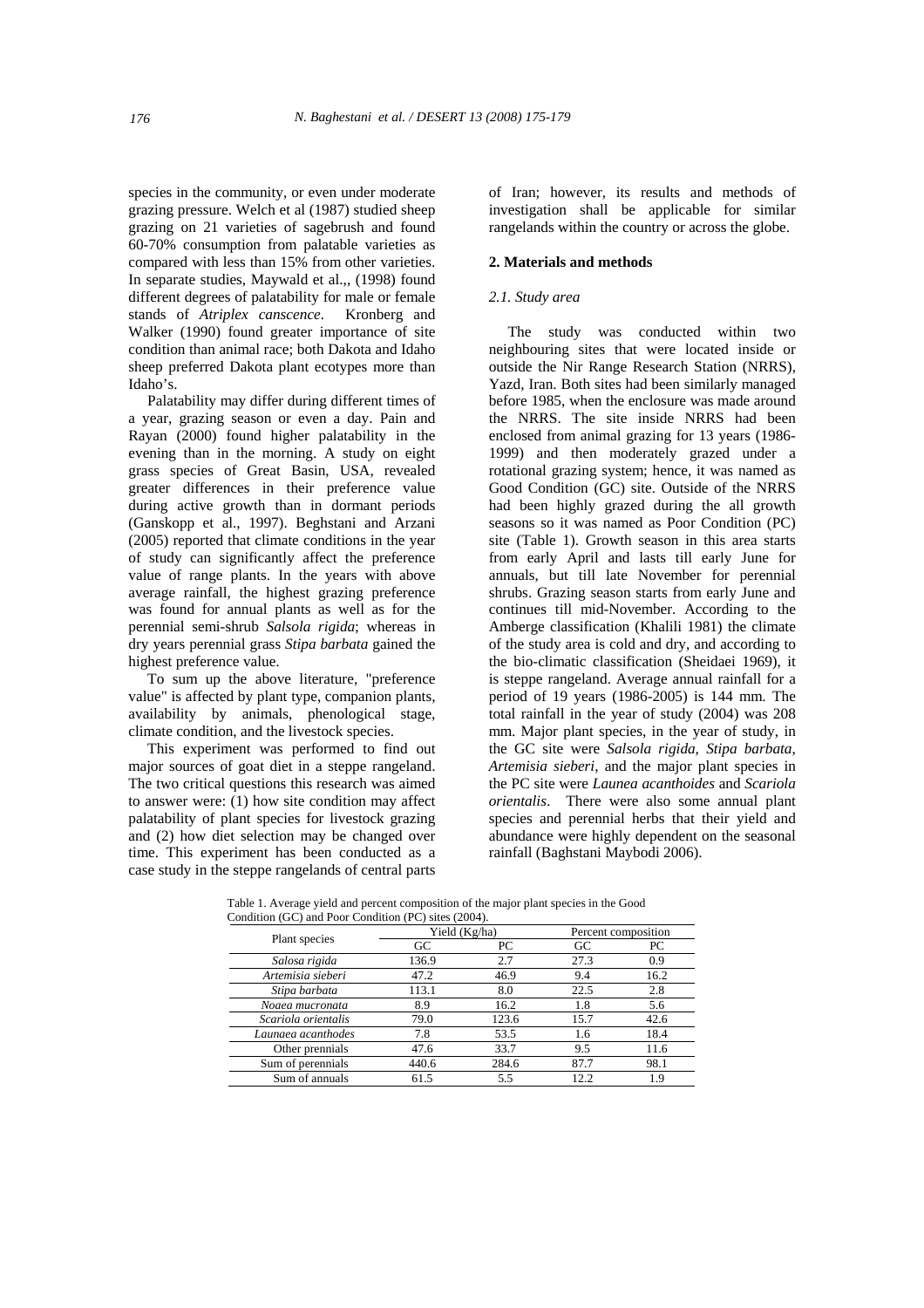species in the community, or even under moderate grazing pressure. Welch et al (1987) studied sheep grazing on 21 varieties of sagebrush and found 60-70% consumption from palatable varieties as compared with less than 15% from other varieties. In separate studies, Maywald et al.,, (1998) found different degrees of palatability for male or female stands of *Atriplex canscence*. Kronberg and Walker (1990) found greater importance of site condition than animal race; both Dakota and Idaho sheep preferred Dakota plant ecotypes more than Idaho's.

Palatability may differ during different times of a year, grazing season or even a day. Pain and Rayan (2000) found higher palatability in the evening than in the morning. A study on eight grass species of Great Basin, USA, revealed greater differences in their preference value during active growth than in dormant periods (Ganskopp et al., 1997). Beghstani and Arzani (2005) reported that climate conditions in the year of study can significantly affect the preference value of range plants. In the years with above average rainfall, the highest grazing preference was found for annual plants as well as for the perennial semi-shrub *Salsola rigida*; whereas in dry years perennial grass *Stipa barbata* gained the highest preference value.

To sum up the above literature, "preference value" is affected by plant type, companion plants, availability by animals, phenological stage, climate condition, and the livestock species.

This experiment was performed to find out major sources of goat diet in a steppe rangeland. The two critical questions this research was aimed to answer were: (1) how site condition may affect palatability of plant species for livestock grazing and (2) how diet selection may be changed over time. This experiment has been conducted as a case study in the steppe rangelands of central parts of Iran; however, its results and methods of investigation shall be applicable for similar rangelands within the country or across the globe.

## 2. Materials and methods

### 2.1. Study area

The study was conducted within two neighbouring sites that were located inside or outside the Nir Range Research Station (NRRS), Yazd, Iran. Both sites had been similarly managed before 1985, when the enclosure was made around the NRRS. The site inside NRRS had been enclosed from animal grazing for 13 years (1986-1999) and then moderately grazed under a rotational grazing system; hence, it was named as Good Condition (GC) site. Outside of the NRRS had been highly grazed during the all growth seasons so it was named as Poor Condition (PC) site (Table 1). Growth season in this area starts from early April and lasts till early June for annuals, but till late November for perennial shrubs. Grazing season starts from early June and continues till mid-November. According to the Amberge classification (Khalili 1981) the climate of the study area is cold and dry, and according to the bio-climatic classification (Sheidaei 1969), it is steppe rangeland. Average annual rainfall for a period of 19 years (1986-2005) is 144 mm. The total rainfall in the year of study (2004) was 208 mm. Major plant species, in the year of study, in the GC site were *Salsola rigida*, *Stipa barbata*, *Artemisia sieberi*, and the major plant species in the PC site were *Launea acanthoides* and *Scariola orientalis*. There were also some annual plant species and perennial herbs that their yield and abundance were highly dependent on the seasonal rainfall (Baghstani Maybodi 2006).

Table 1. Average yield and percent composition of the major plant species in the Good Condition (GC) and Poor Condition (PC) sites (2004).

| Plant species | Yield (Kg/ha) | | Percent composition | |
|---|---|---|---|---|
| | GC | PC | GC | PC |
| *Salosa rigida* | 136.9 | 2.7 | 27.3 | 0.9 |
| *Artemisia sieberi* | 47.2 | 46.9 | 9.4 | 16.2 |
| *Stipa barbata* | 113.1 | 8.0 | 22.5 | 2.8 |
| *Noaea mucronata* | 8.9 | 16.2 | 1.8 | 5.6 |
| *Scariola orientalis* | 79.0 | 123.6 | 15.7 | 42.6 |
| *Launaea acanthodes* | 7.8 | 53.5 | 1.6 | 18.4 |
| Other prennials | 47.6 | 33.7 | 9.5 | 11.6 |
| Sum of perennials | 440.6 | 284.6 | 87.7 | 98.1 |
| Sum of annuals | 61.5 | 5.5 | 12.2 | 1.9 |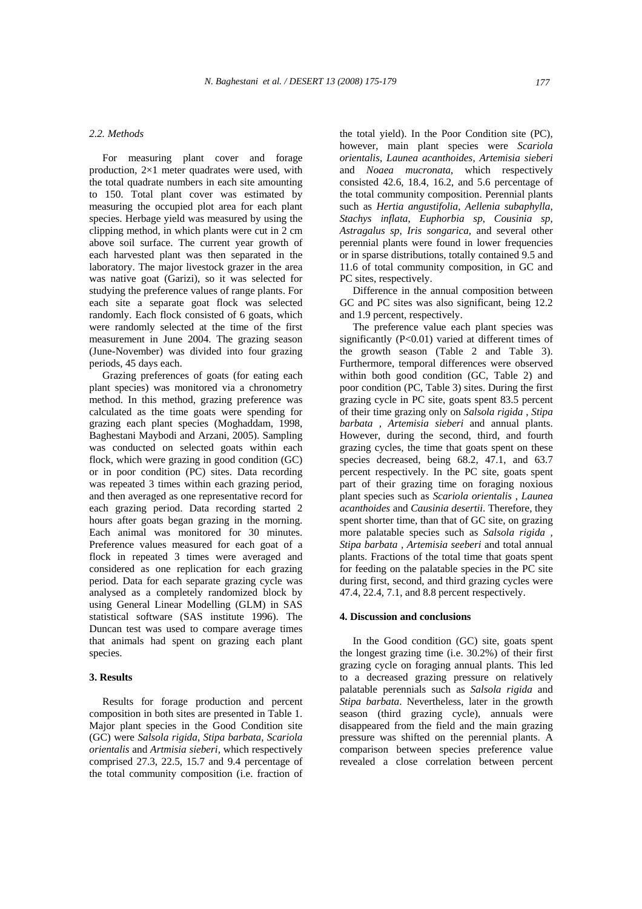### 2.2. Methods

For measuring plant cover and forage production, 2×1 meter quadrates were used, with the total quadrate numbers in each site amounting to 150. Total plant cover was estimated by measuring the occupied plot area for each plant species. Herbage yield was measured by using the clipping method, in which plants were cut in 2 cm above soil surface. The current year growth of each harvested plant was then separated in the laboratory. The major livestock grazer in the area was native goat (Garizi), so it was selected for studying the preference values of range plants. For each site a separate goat flock was selected randomly. Each flock consisted of 6 goats, which were randomly selected at the time of the first measurement in June 2004. The grazing season (June-November) was divided into four grazing periods, 45 days each.

Grazing preferences of goats (for eating each plant species) was monitored via a chronometry method. In this method, grazing preference was calculated as the time goats were spending for grazing each plant species (Moghaddam, 1998, Baghestani Maybodi and Arzani, 2005). Sampling was conducted on selected goats within each flock, which were grazing in good condition (GC) or in poor condition (PC) sites. Data recording was repeated 3 times within each grazing period, and then averaged as one representative record for each grazing period. Data recording started 2 hours after goats began grazing in the morning. Each animal was monitored for 30 minutes. Preference values measured for each goat of a flock in repeated 3 times were averaged and considered as one replication for each grazing period. Data for each separate grazing cycle was analysed as a completely randomized block by using General Linear Modelling (GLM) in SAS statistical software (SAS institute 1996). The Duncan test was used to compare average times that animals had spent on grazing each plant species.

## 3. Results

Results for forage production and percent composition in both sites are presented in Table 1. Major plant species in the Good Condition site (GC) were *Salsola rigida*, *Stipa barbata*, *Scariola orientalis* and *Artmisia sieberi*, which respectively comprised 27.3, 22.5, 15.7 and 9.4 percentage of the total community composition (i.e. fraction of the total yield). In the Poor Condition site (PC), however, main plant species were *Scariola orientalis*, *Launea acanthoides*, *Artemisia sieberi* and *Noaea mucronata*, which respectively consisted 42.6, 18.4, 16.2, and 5.6 percentage of the total community composition. Perennial plants such as *Hertia angustifolia*, *Aellenia subaphylla*, *Stachys inflata*, *Euphorbia sp*, *Cousinia sp*, *Astragalus sp*, *Iris songarica,* and several other perennial plants were found in lower frequencies or in sparse distributions, totally contained 9.5 and 11.6 of total community composition, in GC and PC sites, respectively.

Difference in the annual composition between GC and PC sites was also significant, being 12.2 and 1.9 percent, respectively.

The preference value each plant species was significantly ($P<0.01$) varied at different times of the growth season (Table 2 and Table 3). Furthermore, temporal differences were observed within both good condition (GC, Table 2) and poor condition (PC, Table 3) sites. During the first grazing cycle in PC site, goats spent 83.5 percent of their time grazing only on *Salsola rigida* , *Stipa barbata* , *Artemisia sieberi* and annual plants. However, during the second, third, and fourth grazing cycles, the time that goats spent on these species decreased, being 68.2, 47.1, and 63.7 percent respectively. In the PC site, goats spent part of their grazing time on foraging noxious plant species such as *Scariola orientalis* , *Launea acanthoides* and *Causinia desertii*. Therefore, they spent shorter time, than that of GC site, on grazing more palatable species such as *Salsola rigida* , *Stipa barbata* , *Artemisia seeberi* and total annual plants. Fractions of the total time that goats spent for feeding on the palatable species in the PC site during first, second, and third grazing cycles were 47.4, 22.4, 7.1, and 8.8 percent respectively.

## 4. Discussion and conclusions

In the Good condition (GC) site, goats spent the longest grazing time (i.e. 30.2%) of their first grazing cycle on foraging annual plants. This led to a decreased grazing pressure on relatively palatable perennials such as *Salsola rigida* and *Stipa barbata*. Nevertheless, later in the growth season (third grazing cycle), annuals were disappeared from the field and the main grazing pressure was shifted on the perennial plants. A comparison between species preference value revealed a close correlation between percent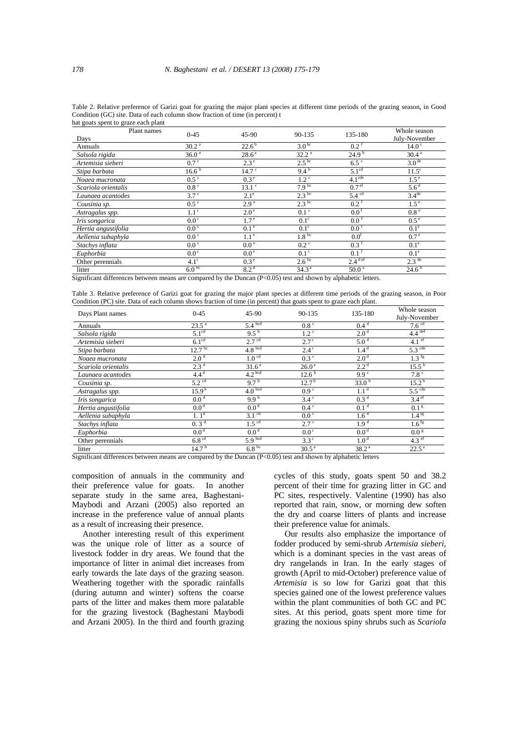Table 2. Relative preference of Garizi goat for grazing the major plant species at different time periods of the grazing season, in Good Condition (GC) site. Data of each column show fraction of time (in percent) that goats spent to graze each plant

| Days / Plant names | 0-45 | 45-90 | 90-135 | 135-180 | Whole season July-November |
|---|---|---|---|---|---|
| Annuals | 30.2 [a] | 22.6 [b] | 3.0 [bc] | 0.2 [f] | 14.0 [c] |
| *Salsola rigida* | 36.0 [a] | 28.6 [a] | 32.2 [a] | 24.9 [b] | 30.4 [a] |
| *Artemisia sieberi* | 0.7 [c] | 2.3 [e] | 2.5 [bc] | 6.5 [c] | 3.0 [de] |
| *Stipa barbata* | 16.6 [b] | 14.7 [c] | 9.4 [b] | 5.1 [cd] | 11.5 [c] |
| *Noaea mucronata* | 0.5 [c] | 0.3 [e] | 1.2 [c] | 4.1 [cde] | 1.5 [e] |
| *Scariola orientalis* | 0.8 [c] | 13.1 [c] | 7.9 [bc] | 0.7 [ef] | 5.6 [d] |
| *Launaea acantodes* | 3.7 [c] | 2.1 [e] | 2.3 [bc] | 5.4 [cd] | 3.4 [de] |
| *Cousinia sp.* | 0.5 [c] | 2.9 [e] | 2.3 [bc] | 0.2 [f] | 1.5 [e] |
| *Astragalus spp.* | 1.1 [c] | 2.0 [e] | 0.1 [c] | 0.0 [f] | 0.8 [e] |
| *Iris songarica* | 0.0 [c] | 1.7 [e] | 0.1 [c] | 0.0 [f] | 0.5 [e] |
| *Hertia angustifolia* | 0.0 [c] | 0.1 [e] | 0.1 [c] | 0.0 [f] | 0.1 [e] |
| *Aellenia subaphyla* | 0.0 [c] | 1.1 [e] | 1.8 [bc] | 0.0 [f] | 0.7 [e] |
| *Stachys inflata* | 0.0 [c] | 0.0 [e] | 0.2 [c] | 0.3 [f] | 0.1 [e] |
| *Euphorbia* | 0.0 [c] | 0.0 [e] | 0.1 [c] | 0.1 [f] | 0.1 [e] |
| Other perennials | 4.1 [c] | 0.3 [e] | 2.6 [bc] | 2.4 [def] | 2.3 [de] |
| litter | 6.0 [bc] | 8.2 [d] | 34.3 [a] | 50.0 [a] | 24.6 [b] |

Significant differences between means are compared by the Duncan ($P<0.05$) test and shown by alphabetic letters.

Table 3. Relative preference of Garizi goat for grazing the major plant species at different time periods of the grazing season, in Poor Condition (PC) site. Data of each column shows fraction of time (in percent) that goats spent to graze each plant.

| Days Plant names | 0-45 | 45-90 | 90-135 | 135-180 | Whole season July-November |
|---|---|---|---|---|---|
| Annuals | 23.5 [a] | 5.4 [bcd] | 0.8 [c] | 0.4 [d] | 7.6 [cd] |
| *Salsola rigida* | 5.1 [cd] | 9.5 [b] | 1.2 [c] | 2.0 [d] | 4.4 [def] |
| *Artemisia sieberi* | 6.1 [cd] | 2.7 [cd] | 2.7 [c] | 5.0 [d] | 4.1 [ef] |
| *Stipa barbata* | 12.7 [bc] | 4.8 [bcd] | 2.4 [c] | 1.4 [d] | 5.3 [cde] |
| *Noaea mucronata* | 2.0 [d] | 1.0 [cd] | 0.3 [c] | 2.0 [d] | 1.3 [fg] |
| *Scariola orientalis* | 2.3 [d] | 31.6 [a] | 26.0 [a] | 2.2 [d] | 15.5 [b] |
| *Launaea acantodes* | 4.4 [d] | 4.2 [bcd] | 12.6 [b] | 9.9 [c] | 7.8 [c] |
| *Cousinia sp.* | 5.2 [cd] | 9.7 [b] | 12.7 [b] | 33.0 [b] | 15.2 [b] |
| *Astragalus spp.* | 15.9 [b] | 4.0 [bcd] | 0.9 [c] | 1.1 [d] | 5.5 [cde] |
| *Iris songarica* | 0.0 [d] | 9.9 [b] | 3.4 [c] | 0.3 [d] | 3.4 [ef] |
| *Hertia angustifolia* | 0.0 [d] | 0.0 [d] | 0.4 [c] | 0.1 [d] | 0.1 [g] |
| *Aellenia subaphyla* | 1. 1 [d] | 3.1 [cd] | 0.0 [c] | 1.6 [d] | 1.4 [fg] |
| *Stachys inflata* | 0. 3 [d] | 1.5 [cd] | 2.7 [c] | 1.9 [d] | 1.6 [fg] |
| *Euphorbia* | 0.0 [d] | 0.0 [d] | 0.0 [c] | 0.0 [d] | 0.0 [g] |
| Other perennials | 6.8 [cd] | 5.9 [bcd] | 3.3 [c] | 1.0 [d] | 4.3 [ef] |
| litter | 14.7 [b] | 6.8 [bc] | 30.5 [a] | 38.2 [a] | 22.5 [a] |

Significant differences between means are compared by the Duncan ($P<0.05$) test and shown by alphabetic letters

composition of annuals in the community and their preference value for goats. In another separate study in the same area, Baghestani-Maybodi and Arzani (2005) also reported an increase in the preference value of annual plants as a result of increasing their presence.

Another interesting result of this experiment was the unique role of litter as a source of livestock fodder in dry areas. We found that the importance of litter in animal diet increases from early towards the late days of the grazing season. Weathering together with the sporadic rainfalls (during autumn and winter) softens the coarse parts of the litter and makes them more palatable for the grazing livestock (Baghestani Maybodi and Arzani 2005). In the third and fourth grazing cycles of this study, goats spent 50 and 38.2 percent of their time for grazing litter in GC and PC sites, respectively. Valentine (1990) has also reported that rain, snow, or morning dew soften the dry and coarse litters of plants and increase their preference value for animals.

Our results also emphasize the importance of fodder produced by semi-shrub *Artemisia sieberi*, which is a dominant species in the vast areas of dry rangelands in Iran. In the early stages of growth (April to mid-October) preference value of *Artemisia* is so low for Garizi goat that this species gained one of the lowest preference values within the plant communities of both GC and PC sites. At this period, goats spent more time for grazing the noxious spiny shrubs such as *Scariola*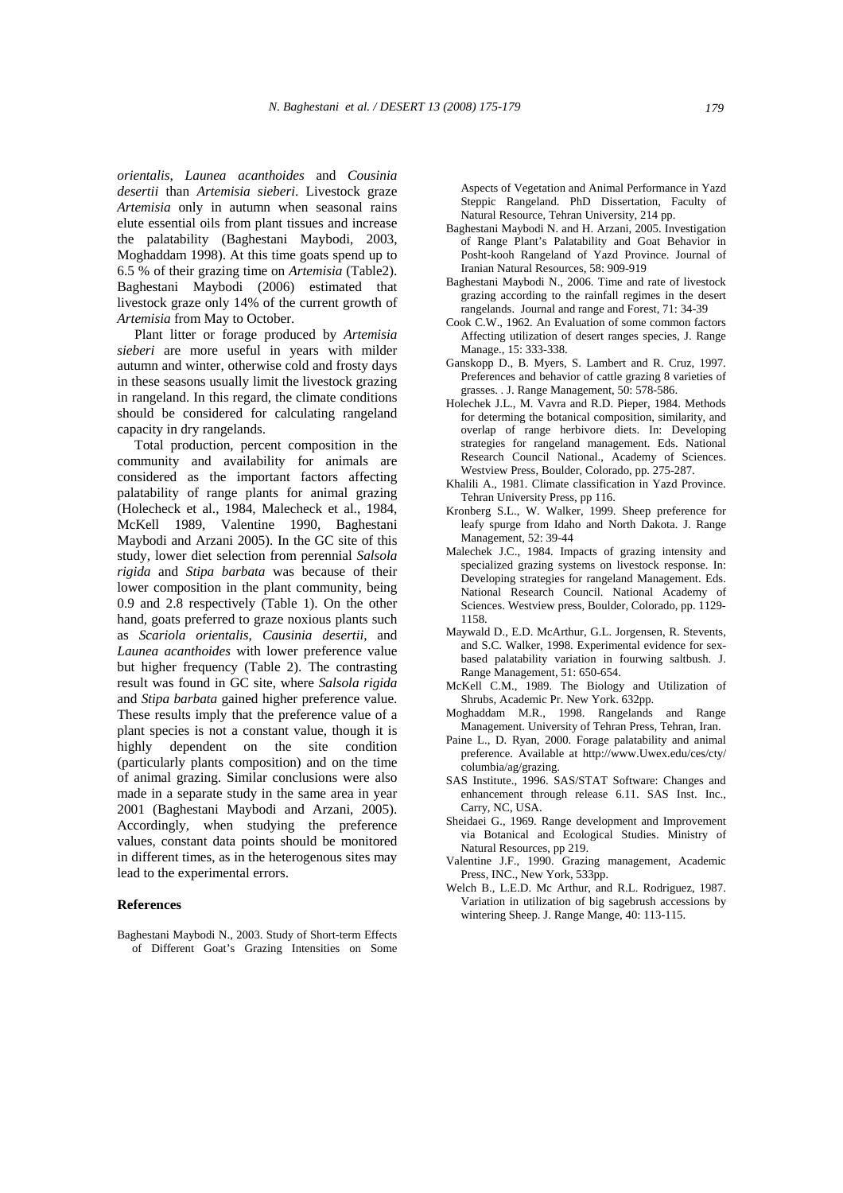*orientalis*, *Launea acanthoides* and *Cousinia desertii* than *Artemisia sieberi*. Livestock graze *Artemisia* only in autumn when seasonal rains elute essential oils from plant tissues and increase the palatability (Baghestani Maybodi, 2003, Moghaddam 1998). At this time goats spend up to 6.5 % of their grazing time on *Artemisia* (Table2). Baghestani Maybodi (2006) estimated that livestock graze only 14% of the current growth of *Artemisia* from May to October.

Plant litter or forage produced by *Artemisia sieberi* are more useful in years with milder autumn and winter, otherwise cold and frosty days in these seasons usually limit the livestock grazing in rangeland. In this regard, the climate conditions should be considered for calculating rangeland capacity in dry rangelands.

Total production, percent composition in the community and availability for animals are considered as the important factors affecting palatability of range plants for animal grazing (Holecheck et al., 1984, Malecheck et al., 1984, McKell 1989, Valentine 1990, Baghestani Maybodi and Arzani 2005). In the GC site of this study, lower diet selection from perennial *Salsola rigida* and *Stipa barbata* was because of their lower composition in the plant community, being 0.9 and 2.8 respectively (Table 1). On the other hand, goats preferred to graze noxious plants such as *Scariola orientalis, Causinia desertii,* and *Launea acanthoides* with lower preference value but higher frequency (Table 2). The contrasting result was found in GC site, where *Salsola rigida* and *Stipa barbata* gained higher preference value. These results imply that the preference value of a plant species is not a constant value, though it is highly dependent on the site condition (particularly plants composition) and on the time of animal grazing. Similar conclusions were also made in a separate study in the same area in year 2001 (Baghestani Maybodi and Arzani, 2005). Accordingly, when studying the preference values, constant data points should be monitored in different times, as in the heterogenous sites may lead to the experimental errors.

## References

Baghestani Maybodi N., 2003. Study of Short-term Effects of Different Goat's Grazing Intensities on Some Aspects of Vegetation and Animal Performance in Yazd Steppic Rangeland. PhD Dissertation, Faculty of Natural Resource, Tehran University, 214 pp.

Baghestani Maybodi N. and H. Arzani, 2005. Investigation of Range Plant's Palatability and Goat Behavior in Posht-kooh Rangeland of Yazd Province. Journal of Iranian Natural Resources, 58: 909-919

Baghestani Maybodi N., 2006. Time and rate of livestock grazing according to the rainfall regimes in the desert rangelands. Journal and range and Forest, 71: 34-39

Cook C.W., 1962. An Evaluation of some common factors Affecting utilization of desert ranges species, J. Range Manage., 15: 333-338.

Ganskopp D., B. Myers, S. Lambert and R. Cruz, 1997. Preferences and behavior of cattle grazing 8 varieties of grasses. . J. Range Management, 50: 578-586.

Holechek J.L., M. Vavra and R.D. Pieper, 1984. Methods for determing the botanical composition, similarity, and overlap of range herbivore diets. In: Developing strategies for rangeland management. Eds. National Research Council National., Academy of Sciences. Westview Press, Boulder, Colorado, pp. 275-287.

Khalili A., 1981. Climate classification in Yazd Province. Tehran University Press, pp 116.

Kronberg S.L., W. Walker, 1999. Sheep preference for leafy spurge from Idaho and North Dakota. J. Range Management, 52: 39-44

Malechek J.C., 1984. Impacts of grazing intensity and specialized grazing systems on livestock response. In: Developing strategies for rangeland Management. Eds. National Research Council. National Academy of Sciences. Westview press, Boulder, Colorado, pp. 1129-1158.

Maywald D., E.D. McArthur, G.L. Jorgensen, R. Stevents, and S.C. Walker, 1998. Experimental evidence for sex-based palatability variation in fourwing saltbush. J. Range Management, 51: 650-654.

McKell C.M., 1989. The Biology and Utilization of Shrubs, Academic Pr. New York. 632pp.

Moghaddam M.R., 1998. Rangelands and Range Management. University of Tehran Press, Tehran, Iran.

Paine L., D. Ryan, 2000. Forage palatability and animal preference. Available at http://www.Uwex.edu/ces/cty/columbia/ag/grazing.

SAS Institute., 1996. SAS/STAT Software: Changes and enhancement through release 6.11. SAS Inst. Inc., Carry, NC, USA.

Sheidaei G., 1969. Range development and Improvement via Botanical and Ecological Studies. Ministry of Natural Resources, pp 219.

Valentine J.F., 1990. Grazing management, Academic Press, INC., New York, 533pp.

Welch B., L.E.D. Mc Arthur, and R.L. Rodriguez, 1987. Variation in utilization of big sagebrush accessions by wintering Sheep. J. Range Mange, 40: 113-115.